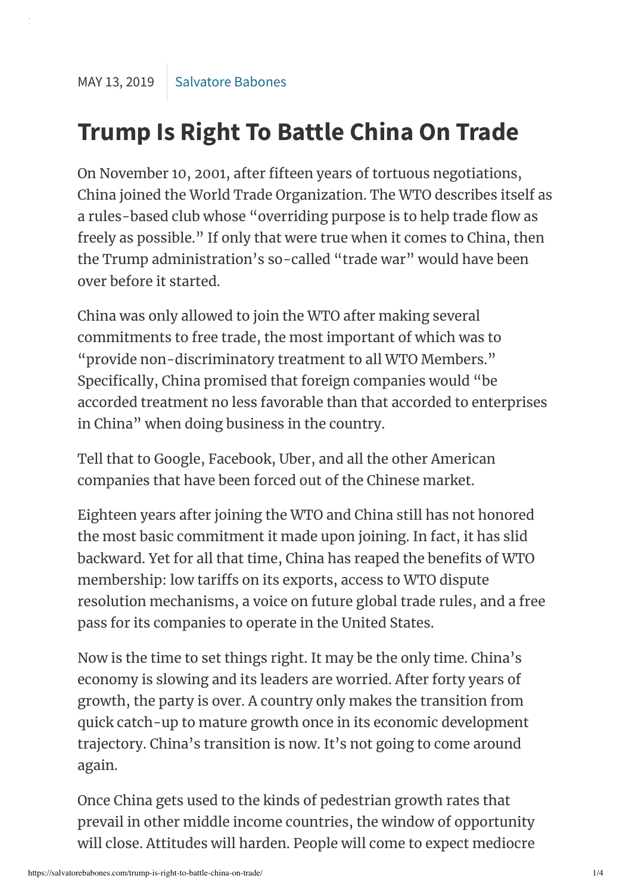MAY 13, 2019 | Salvatore Babones

# Trump Is Right To Battle China On Trade

On November 10, 2001, after fifteen years of tortuous negotiations, China joined the World Trade Organization. The WTO describes itself as a rules-based club whose "overriding purpose is to help trade flow as freely as possible." If only that were true when it comes to China, then the Trump administration's so-called "trade war" would have been over before it started.

China was only allowed to join the WTO after making several commitments to free trade, the most important of which was to "provide non-discriminatory treatment to all WTO Members." Specifically, China promised that foreign companies would "be accorded treatment no less favorable than that accorded to enterprises in China" when doing business in the country.

Tell that to Google, Facebook, Uber, and all the other American companies that have been forced out of the Chinese market.

Eighteen years after joining the WTO and China still has not honored the most basic commitment it made upon joining. In fact, it has slid backward. Yet for all that time, China has reaped the benefits of WTO membership: low tariffs on its exports, access to WTO dispute resolution mechanisms, a voice on future global trade rules, and a free pass for its companies to operate in the United States.

Now is the time to set things right. It may be the only time. China's economy is slowing and its leaders are worried. After forty years of growth, the party is over. A country only makes the transition from quick catch-up to mature growth once in its economic development trajectory. China's transition is now. It's not going to come around again.

Once China gets used to the kinds of pedestrian growth rates that prevail in other middle income countries, the window of opportunity will close. Attitudes will harden. People will come to expect mediocre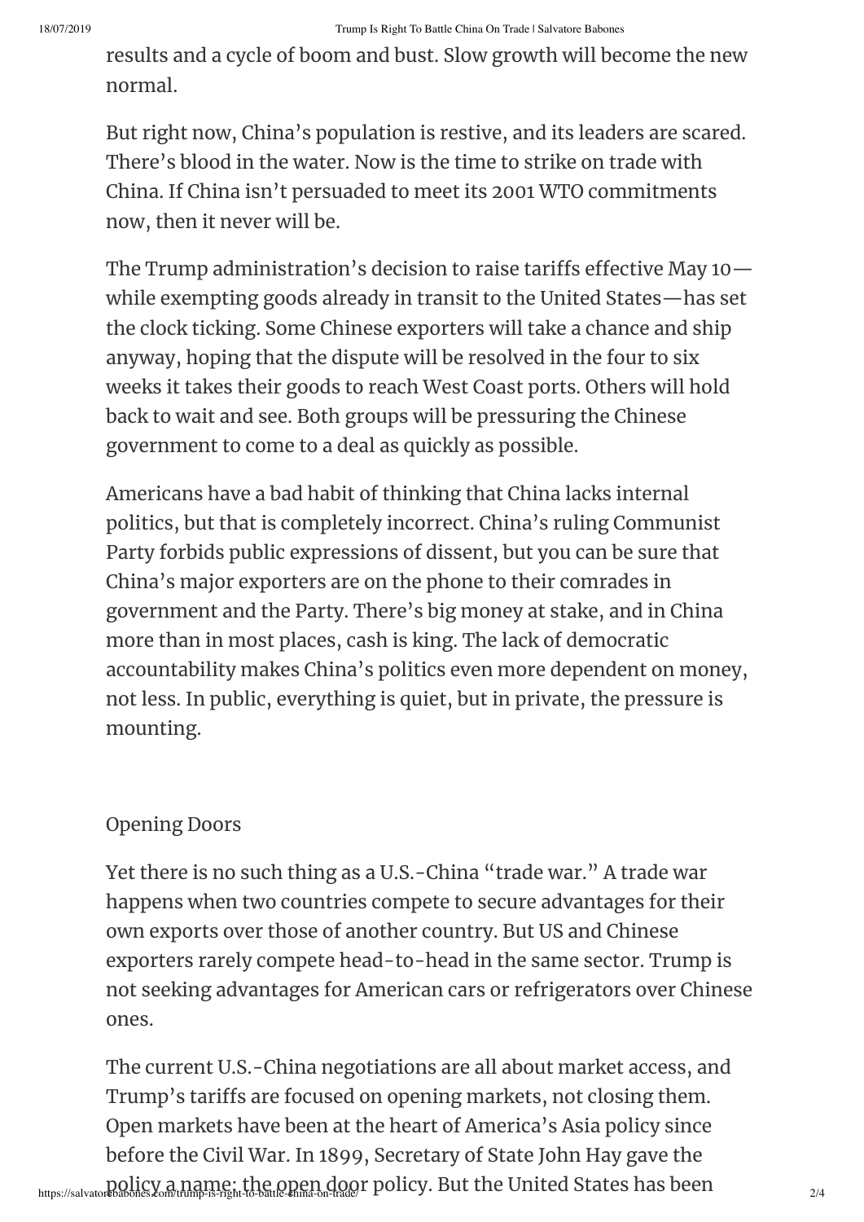results and a cycle of boom and bust. Slow growth will become the new normal.

But right now, China's population is restive, and its leaders are scared. There's blood in the water. Now is the time to strike on trade with China. If China isn't persuaded to meet its 2001 WTO commitments now, then it never will be.

The Trump administration's decision to raise tariffs effective May 10—while exempting goods already in transit to the United States—has set the clock ticking. Some Chinese exporters will take a chance and ship anyway, hoping that the dispute will be resolved in the four to six weeks it takes their goods to reach West Coast ports. Others will hold back to wait and see. Both groups will be pressuring the Chinese government to come to a deal as quickly as possible.

Americans have a bad habit of thinking that China lacks internal politics, but that is completely incorrect. China's ruling Communist Party forbids public expressions of dissent, but you can be sure that China's major exporters are on the phone to their comrades in government and the Party. There's big money at stake, and in China more than in most places, cash is king. The lack of democratic accountability makes China's politics even more dependent on money, not less. In public, everything is quiet, but in private, the pressure is mounting.

## Opening Doors

Yet there is no such thing as a U.S.-China "trade war." A trade war happens when two countries compete to secure advantages for their own exports over those of another country. But US and Chinese exporters rarely compete head-to-head in the same sector. Trump is not seeking advantages for American cars or refrigerators over Chinese ones.

The current U.S.-China negotiations are all about market access, and Trump's tariffs are focused on opening markets, not closing them. Open markets have been at the heart of America's Asia policy since before the Civil War. In 1899, Secretary of State John Hay gave the policy a name: the open door policy. But the United States has been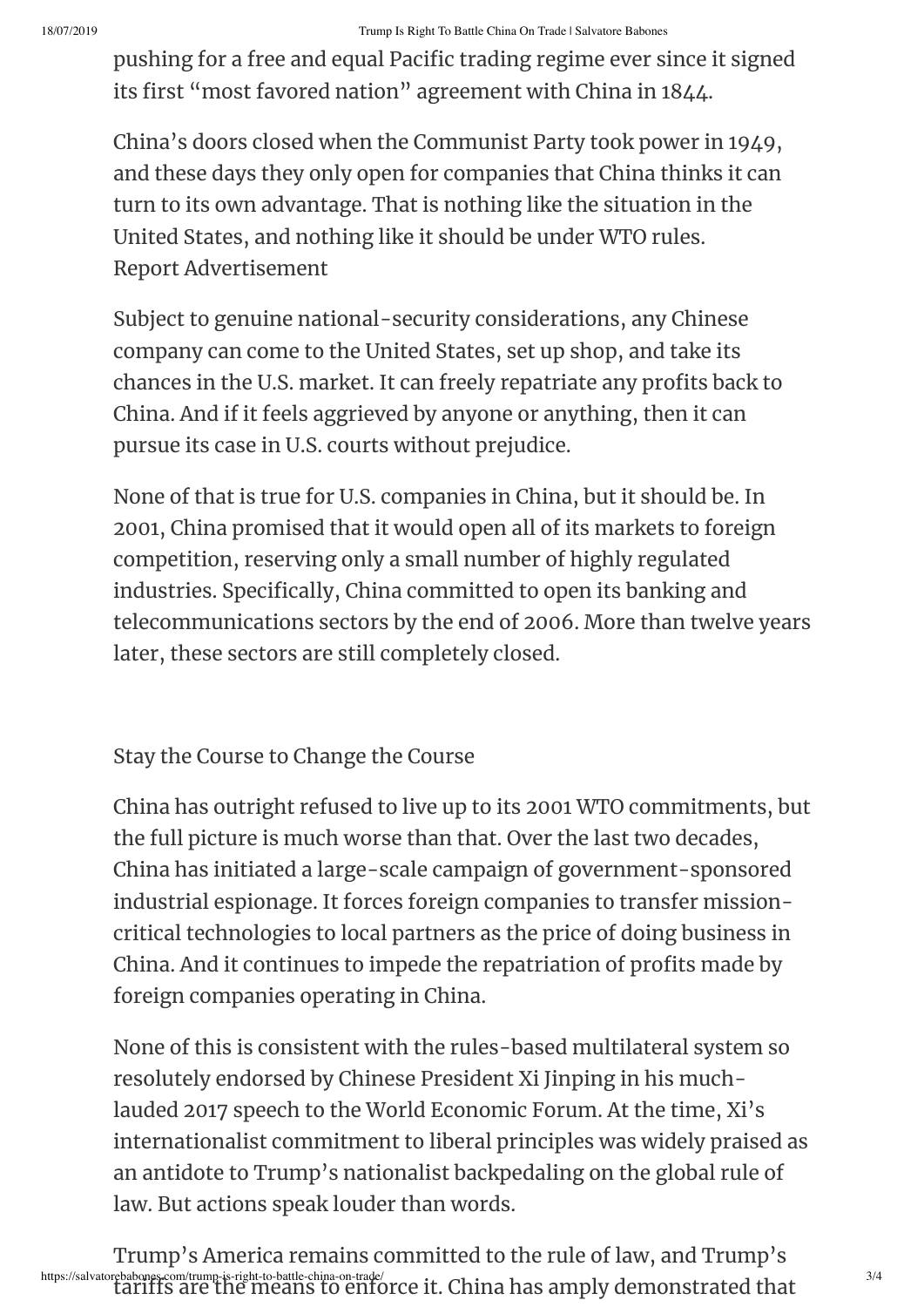pushing for a free and equal Pacific trading regime ever since it signed its first "most favored nation" agreement with China in 1844.

China's doors closed when the Communist Party took power in 1949, and these days they only open for companies that China thinks it can turn to its own advantage. That is nothing like the situation in the United States, and nothing like it should be under WTO rules.
Report Advertisement

Subject to genuine national-security considerations, any Chinese company can come to the United States, set up shop, and take its chances in the U.S. market. It can freely repatriate any profits back to China. And if it feels aggrieved by anyone or anything, then it can pursue its case in U.S. courts without prejudice.

None of that is true for U.S. companies in China, but it should be. In 2001, China promised that it would open all of its markets to foreign competition, reserving only a small number of highly regulated industries. Specifically, China committed to open its banking and telecommunications sectors by the end of 2006. More than twelve years later, these sectors are still completely closed.

## Stay the Course to Change the Course

China has outright refused to live up to its 2001 WTO commitments, but the full picture is much worse than that. Over the last two decades, China has initiated a large-scale campaign of government-sponsored industrial espionage. It forces foreign companies to transfer mission-critical technologies to local partners as the price of doing business in China. And it continues to impede the repatriation of profits made by foreign companies operating in China.

None of this is consistent with the rules-based multilateral system so resolutely endorsed by Chinese President Xi Jinping in his much-lauded 2017 speech to the World Economic Forum. At the time, Xi's internationalist commitment to liberal principles was widely praised as an antidote to Trump's nationalist backpedaling on the global rule of law. But actions speak louder than words.

Trump's America remains committed to the rule of law, and Trump's tariffs are the means to enforce it. China has amply demonstrated that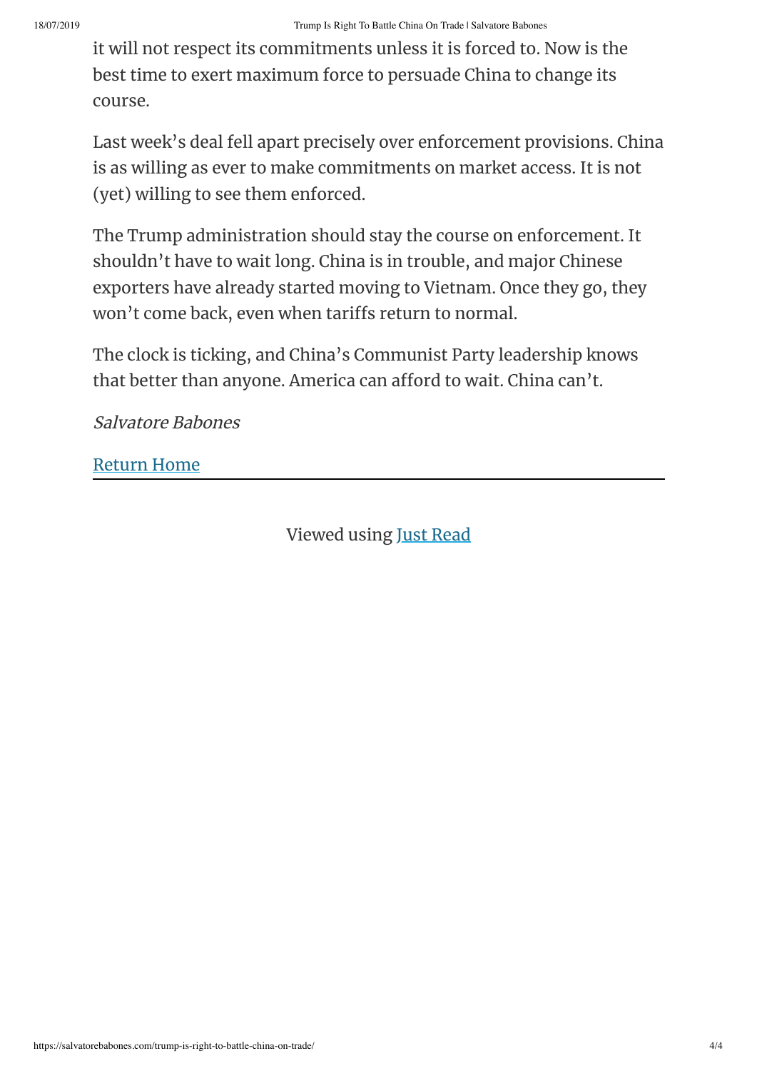it will not respect its commitments unless it is forced to. Now is the best time to exert maximum force to persuade China to change its course.

Last week's deal fell apart precisely over enforcement provisions. China is as willing as ever to make commitments on market access. It is not (yet) willing to see them enforced.

The Trump administration should stay the course on enforcement. It shouldn't have to wait long. China is in trouble, and major Chinese exporters have already started moving to Vietnam. Once they go, they won't come back, even when tariffs return to normal.

The clock is ticking, and China's Communist Party leadership knows that better than anyone. America can afford to wait. China can't.

*Salvatore Babones*

Return Home

---

Viewed using Just Read